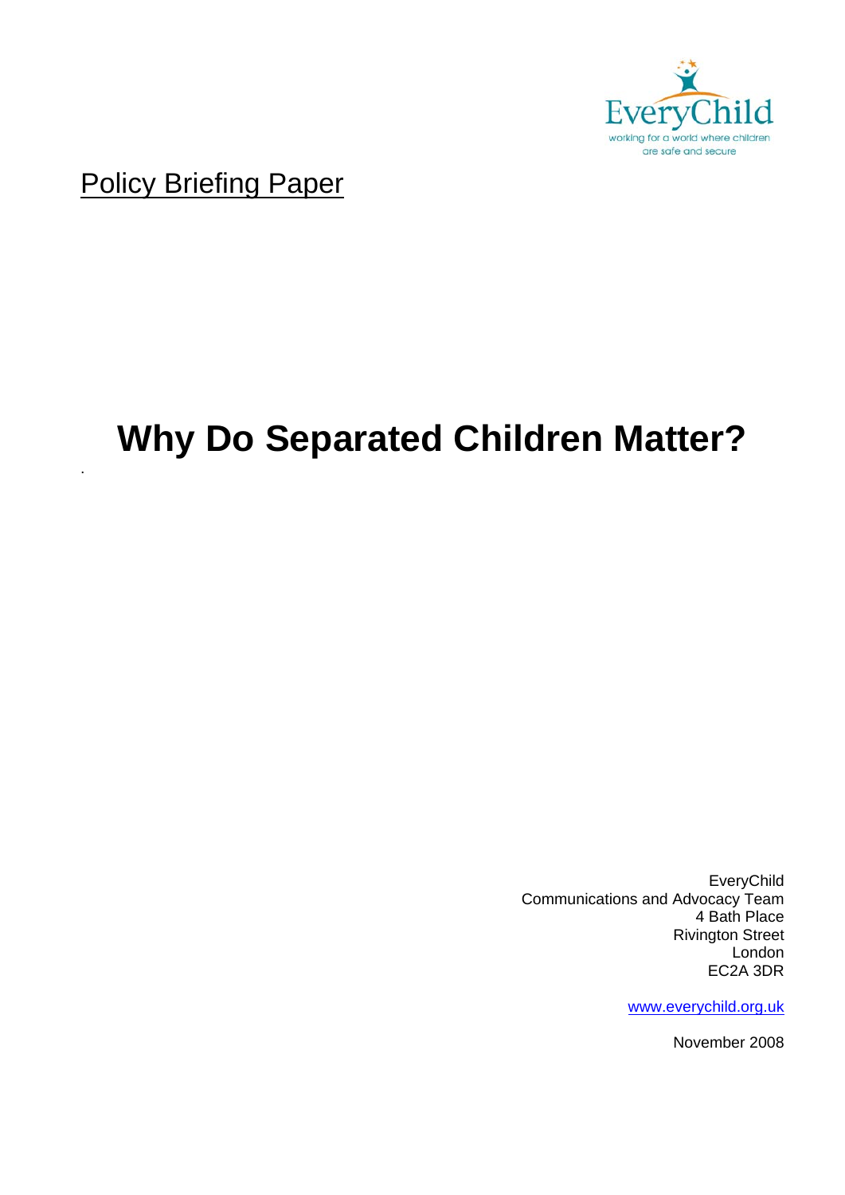EveryChild

working for a world where children are safe and secure

Policy Briefing Paper

# Why Do Separated Children Matter?

EveryChild  
Communications and Advocacy Team  
4 Bath Place  
Rivington Street  
London  
EC2A 3DR

www.everychild.org.uk

November 2008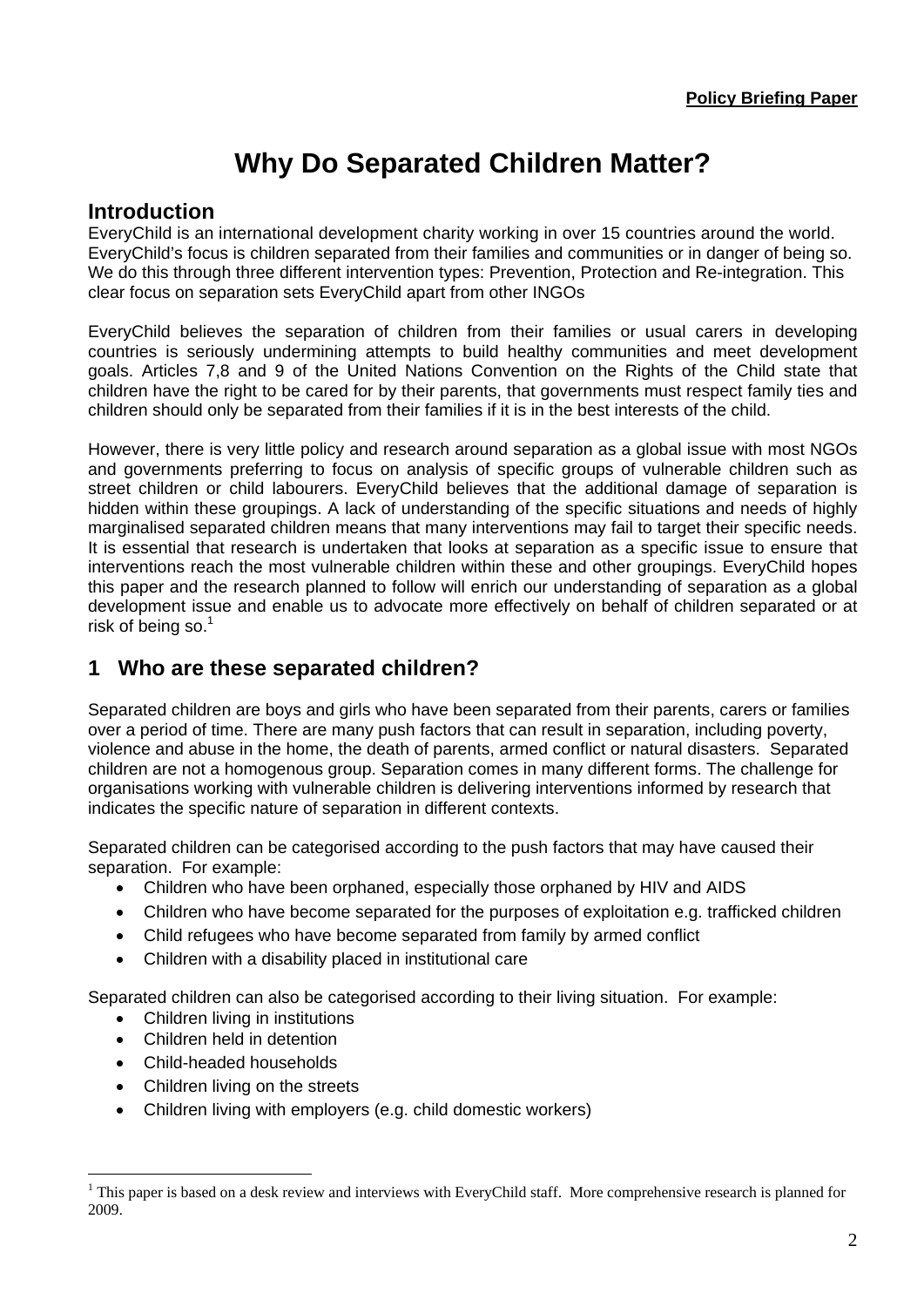**Policy Briefing Paper**

# Why Do Separated Children Matter?

## Introduction

EveryChild is an international development charity working in over 15 countries around the world. EveryChild's focus is children separated from their families and communities or in danger of being so. We do this through three different intervention types: Prevention, Protection and Re-integration. This clear focus on separation sets EveryChild apart from other INGOs

EveryChild believes the separation of children from their families or usual carers in developing countries is seriously undermining attempts to build healthy communities and meet development goals. Articles 7,8 and 9 of the United Nations Convention on the Rights of the Child state that children have the right to be cared for by their parents, that governments must respect family ties and children should only be separated from their families if it is in the best interests of the child.

However, there is very little policy and research around separation as a global issue with most NGOs and governments preferring to focus on analysis of specific groups of vulnerable children such as street children or child labourers. EveryChild believes that the additional damage of separation is hidden within these groupings. A lack of understanding of the specific situations and needs of highly marginalised separated children means that many interventions may fail to target their specific needs. It is essential that research is undertaken that looks at separation as a specific issue to ensure that interventions reach the most vulnerable children within these and other groupings. EveryChild hopes this paper and the research planned to follow will enrich our understanding of separation as a global development issue and enable us to advocate more effectively on behalf of children separated or at risk of being so.[1]

## 1 Who are these separated children?

Separated children are boys and girls who have been separated from their parents, carers or families over a period of time. There are many push factors that can result in separation, including poverty, violence and abuse in the home, the death of parents, armed conflict or natural disasters. Separated children are not a homogenous group. Separation comes in many different forms. The challenge for organisations working with vulnerable children is delivering interventions informed by research that indicates the specific nature of separation in different contexts.

Separated children can be categorised according to the push factors that may have caused their separation. For example:

- Children who have been orphaned, especially those orphaned by HIV and AIDS
- Children who have become separated for the purposes of exploitation e.g. trafficked children
- Child refugees who have become separated from family by armed conflict
- Children with a disability placed in institutional care

Separated children can also be categorised according to their living situation. For example:

- Children living in institutions
- Children held in detention
- Child-headed households
- Children living on the streets
- Children living with employers (e.g. child domestic workers)

[1] This paper is based on a desk review and interviews with EveryChild staff. More comprehensive research is planned for 2009.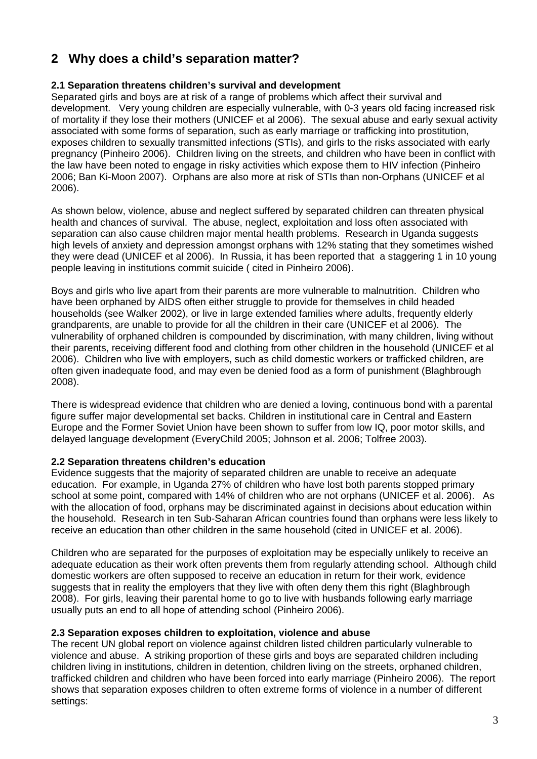## 2 Why does a child's separation matter?

### 2.1 Separation threatens children's survival and development

Separated girls and boys are at risk of a range of problems which affect their survival and development. Very young children are especially vulnerable, with 0-3 years old facing increased risk of mortality if they lose their mothers (UNICEF et al 2006). The sexual abuse and early sexual activity associated with some forms of separation, such as early marriage or trafficking into prostitution, exposes children to sexually transmitted infections (STIs), and girls to the risks associated with early pregnancy (Pinheiro 2006). Children living on the streets, and children who have been in conflict with the law have been noted to engage in risky activities which expose them to HIV infection (Pinheiro 2006; Ban Ki-Moon 2007). Orphans are also more at risk of STIs than non-Orphans (UNICEF et al 2006).

As shown below, violence, abuse and neglect suffered by separated children can threaten physical health and chances of survival. The abuse, neglect, exploitation and loss often associated with separation can also cause children major mental health problems. Research in Uganda suggests high levels of anxiety and depression amongst orphans with 12% stating that they sometimes wished they were dead (UNICEF et al 2006). In Russia, it has been reported that a staggering 1 in 10 young people leaving in institutions commit suicide ( cited in Pinheiro 2006).

Boys and girls who live apart from their parents are more vulnerable to malnutrition. Children who have been orphaned by AIDS often either struggle to provide for themselves in child headed households (see Walker 2002), or live in large extended families where adults, frequently elderly grandparents, are unable to provide for all the children in their care (UNICEF et al 2006). The vulnerability of orphaned children is compounded by discrimination, with many children, living without their parents, receiving different food and clothing from other children in the household (UNICEF et al 2006). Children who live with employers, such as child domestic workers or trafficked children, are often given inadequate food, and may even be denied food as a form of punishment (Blaghbrough 2008).

There is widespread evidence that children who are denied a loving, continuous bond with a parental figure suffer major developmental set backs. Children in institutional care in Central and Eastern Europe and the Former Soviet Union have been shown to suffer from low IQ, poor motor skills, and delayed language development (EveryChild 2005; Johnson et al. 2006; Tolfree 2003).

### 2.2 Separation threatens children's education

Evidence suggests that the majority of separated children are unable to receive an adequate education. For example, in Uganda 27% of children who have lost both parents stopped primary school at some point, compared with 14% of children who are not orphans (UNICEF et al. 2006). As with the allocation of food, orphans may be discriminated against in decisions about education within the household. Research in ten Sub-Saharan African countries found than orphans were less likely to receive an education than other children in the same household (cited in UNICEF et al. 2006).

Children who are separated for the purposes of exploitation may be especially unlikely to receive an adequate education as their work often prevents them from regularly attending school. Although child domestic workers are often supposed to receive an education in return for their work, evidence suggests that in reality the employers that they live with often deny them this right (Blaghbrough 2008). For girls, leaving their parental home to go to live with husbands following early marriage usually puts an end to all hope of attending school (Pinheiro 2006).

### 2.3 Separation exposes children to exploitation, violence and abuse

The recent UN global report on violence against children listed children particularly vulnerable to violence and abuse. A striking proportion of these girls and boys are separated children including children living in institutions, children in detention, children living on the streets, orphaned children, trafficked children and children who have been forced into early marriage (Pinheiro 2006). The report shows that separation exposes children to often extreme forms of violence in a number of different settings: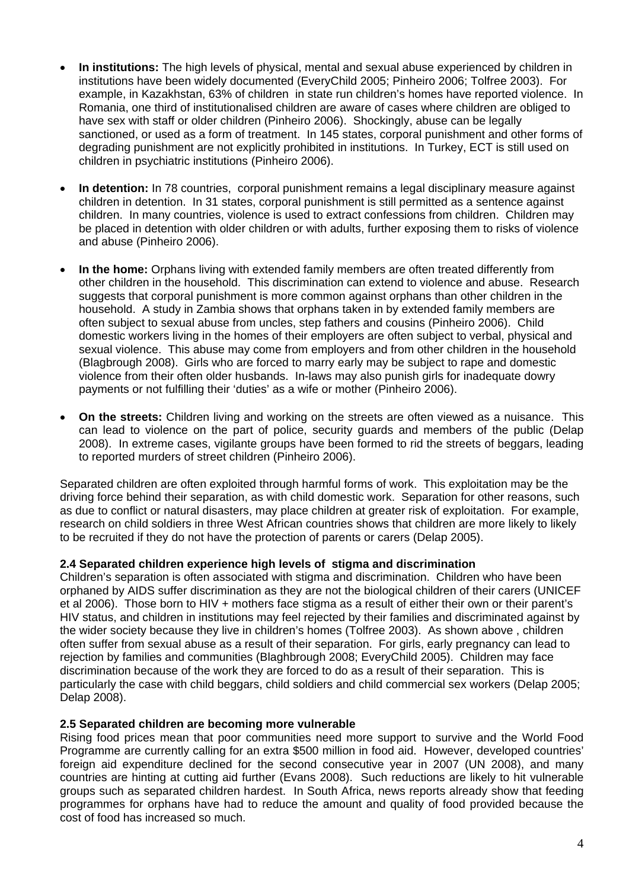- **In institutions:** The high levels of physical, mental and sexual abuse experienced by children in institutions have been widely documented (EveryChild 2005; Pinheiro 2006; Tolfree 2003). For example, in Kazakhstan, 63% of children in state run children's homes have reported violence. In Romania, one third of institutionalised children are aware of cases where children are obliged to have sex with staff or older children (Pinheiro 2006). Shockingly, abuse can be legally sanctioned, or used as a form of treatment. In 145 states, corporal punishment and other forms of degrading punishment are not explicitly prohibited in institutions. In Turkey, ECT is still used on children in psychiatric institutions (Pinheiro 2006).

- **In detention:** In 78 countries, corporal punishment remains a legal disciplinary measure against children in detention. In 31 states, corporal punishment is still permitted as a sentence against children. In many countries, violence is used to extract confessions from children. Children may be placed in detention with older children or with adults, further exposing them to risks of violence and abuse (Pinheiro 2006).

- **In the home:** Orphans living with extended family members are often treated differently from other children in the household. This discrimination can extend to violence and abuse. Research suggests that corporal punishment is more common against orphans than other children in the household. A study in Zambia shows that orphans taken in by extended family members are often subject to sexual abuse from uncles, step fathers and cousins (Pinheiro 2006). Child domestic workers living in the homes of their employers are often subject to verbal, physical and sexual violence. This abuse may come from employers and from other children in the household (Blagbrough 2008). Girls who are forced to marry early may be subject to rape and domestic violence from their often older husbands. In-laws may also punish girls for inadequate dowry payments or not fulfilling their 'duties' as a wife or mother (Pinheiro 2006).

- **On the streets:** Children living and working on the streets are often viewed as a nuisance. This can lead to violence on the part of police, security guards and members of the public (Delap 2008). In extreme cases, vigilante groups have been formed to rid the streets of beggars, leading to reported murders of street children (Pinheiro 2006).

Separated children are often exploited through harmful forms of work. This exploitation may be the driving force behind their separation, as with child domestic work. Separation for other reasons, such as due to conflict or natural disasters, may place children at greater risk of exploitation. For example, research on child soldiers in three West African countries shows that children are more likely to likely to be recruited if they do not have the protection of parents or carers (Delap 2005).

### 2.4 Separated children experience high levels of stigma and discrimination

Children's separation is often associated with stigma and discrimination. Children who have been orphaned by AIDS suffer discrimination as they are not the biological children of their carers (UNICEF et al 2006). Those born to HIV + mothers face stigma as a result of either their own or their parent's HIV status, and children in institutions may feel rejected by their families and discriminated against by the wider society because they live in children's homes (Tolfree 2003). As shown above , children often suffer from sexual abuse as a result of their separation. For girls, early pregnancy can lead to rejection by families and communities (Blaghbrough 2008; EveryChild 2005). Children may face discrimination because of the work they are forced to do as a result of their separation. This is particularly the case with child beggars, child soldiers and child commercial sex workers (Delap 2005; Delap 2008).

### 2.5 Separated children are becoming more vulnerable

Rising food prices mean that poor communities need more support to survive and the World Food Programme are currently calling for an extra $500 million in food aid. However, developed countries' foreign aid expenditure declined for the second consecutive year in 2007 (UN 2008), and many countries are hinting at cutting aid further (Evans 2008). Such reductions are likely to hit vulnerable groups such as separated children hardest. In South Africa, news reports already show that feeding programmes for orphans have had to reduce the amount and quality of food provided because the cost of food has increased so much.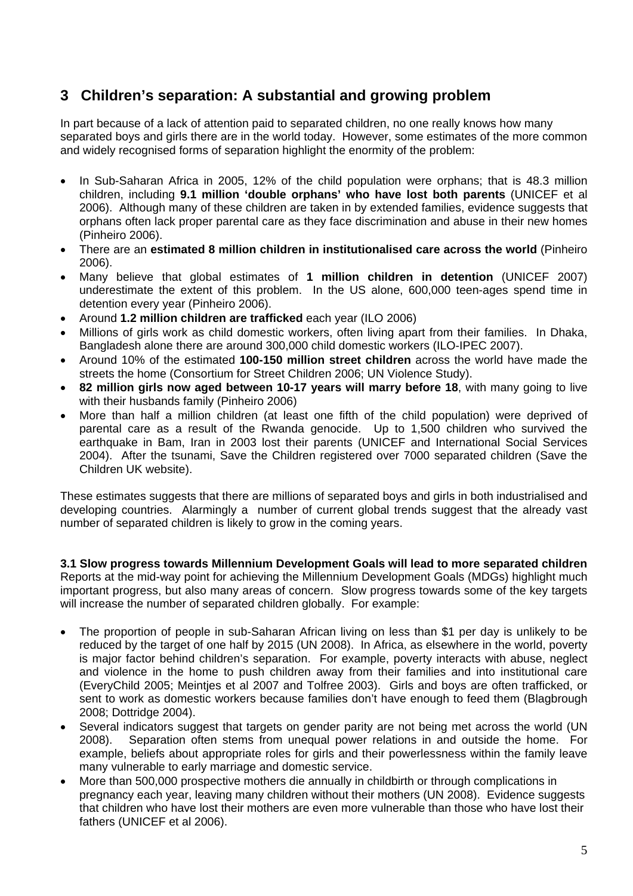## 3 Children's separation: A substantial and growing problem

In part because of a lack of attention paid to separated children, no one really knows how many separated boys and girls there are in the world today. However, some estimates of the more common and widely recognised forms of separation highlight the enormity of the problem:

- In Sub-Saharan Africa in 2005, 12% of the child population were orphans; that is 48.3 million children, including **9.1 million 'double orphans' who have lost both parents** (UNICEF et al 2006). Although many of these children are taken in by extended families, evidence suggests that orphans often lack proper parental care as they face discrimination and abuse in their new homes (Pinheiro 2006).
- There are an **estimated 8 million children in institutionalised care across the world** (Pinheiro 2006).
- Many believe that global estimates of **1 million children in detention** (UNICEF 2007) underestimate the extent of this problem. In the US alone, 600,000 teen-ages spend time in detention every year (Pinheiro 2006).
- Around **1.2 million children are trafficked** each year (ILO 2006)
- Millions of girls work as child domestic workers, often living apart from their families. In Dhaka, Bangladesh alone there are around 300,000 child domestic workers (ILO-IPEC 2007).
- Around 10% of the estimated **100-150 million street children** across the world have made the streets the home (Consortium for Street Children 2006; UN Violence Study).
- **82 million girls now aged between 10-17 years will marry before 18**, with many going to live with their husbands family (Pinheiro 2006)
- More than half a million children (at least one fifth of the child population) were deprived of parental care as a result of the Rwanda genocide. Up to 1,500 children who survived the earthquake in Bam, Iran in 2003 lost their parents (UNICEF and International Social Services 2004). After the tsunami, Save the Children registered over 7000 separated children (Save the Children UK website).

These estimates suggests that there are millions of separated boys and girls in both industrialised and developing countries. Alarmingly a number of current global trends suggest that the already vast number of separated children is likely to grow in the coming years.

### 3.1 Slow progress towards Millennium Development Goals will lead to more separated children

Reports at the mid-way point for achieving the Millennium Development Goals (MDGs) highlight much important progress, but also many areas of concern. Slow progress towards some of the key targets will increase the number of separated children globally. For example:

- The proportion of people in sub-Saharan African living on less than $1 per day is unlikely to be reduced by the target of one half by 2015 (UN 2008). In Africa, as elsewhere in the world, poverty is major factor behind children's separation. For example, poverty interacts with abuse, neglect and violence in the home to push children away from their families and into institutional care (EveryChild 2005; Meintjes et al 2007 and Tolfree 2003). Girls and boys are often trafficked, or sent to work as domestic workers because families don't have enough to feed them (Blagbrough 2008; Dottridge 2004).
- Several indicators suggest that targets on gender parity are not being met across the world (UN 2008). Separation often stems from unequal power relations in and outside the home. For example, beliefs about appropriate roles for girls and their powerlessness within the family leave many vulnerable to early marriage and domestic service.
- More than 500,000 prospective mothers die annually in childbirth or through complications in pregnancy each year, leaving many children without their mothers (UN 2008). Evidence suggests that children who have lost their mothers are even more vulnerable than those who have lost their fathers (UNICEF et al 2006).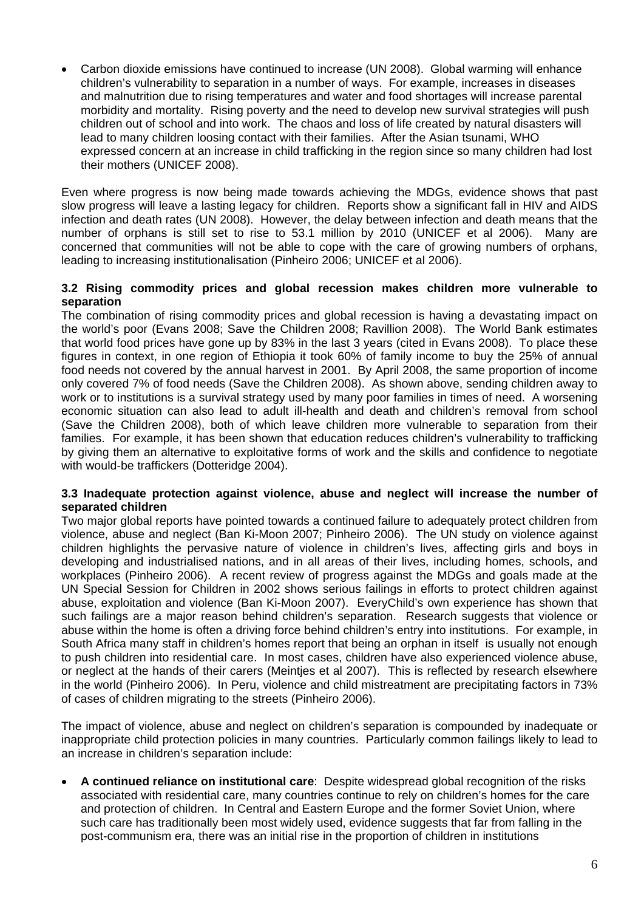- Carbon dioxide emissions have continued to increase (UN 2008). Global warming will enhance children's vulnerability to separation in a number of ways. For example, increases in diseases and malnutrition due to rising temperatures and water and food shortages will increase parental morbidity and mortality. Rising poverty and the need to develop new survival strategies will push children out of school and into work. The chaos and loss of life created by natural disasters will lead to many children loosing contact with their families. After the Asian tsunami, WHO expressed concern at an increase in child trafficking in the region since so many children had lost their mothers (UNICEF 2008).

Even where progress is now being made towards achieving the MDGs, evidence shows that past slow progress will leave a lasting legacy for children. Reports show a significant fall in HIV and AIDS infection and death rates (UN 2008). However, the delay between infection and death means that the number of orphans is still set to rise to 53.1 million by 2010 (UNICEF et al 2006). Many are concerned that communities will not be able to cope with the care of growing numbers of orphans, leading to increasing institutionalisation (Pinheiro 2006; UNICEF et al 2006).

### 3.2 Rising commodity prices and global recession makes children more vulnerable to separation

The combination of rising commodity prices and global recession is having a devastating impact on the world's poor (Evans 2008; Save the Children 2008; Ravillion 2008). The World Bank estimates that world food prices have gone up by 83% in the last 3 years (cited in Evans 2008). To place these figures in context, in one region of Ethiopia it took 60% of family income to buy the 25% of annual food needs not covered by the annual harvest in 2001. By April 2008, the same proportion of income only covered 7% of food needs (Save the Children 2008). As shown above, sending children away to work or to institutions is a survival strategy used by many poor families in times of need. A worsening economic situation can also lead to adult ill-health and death and children's removal from school (Save the Children 2008), both of which leave children more vulnerable to separation from their families. For example, it has been shown that education reduces children's vulnerability to trafficking by giving them an alternative to exploitative forms of work and the skills and confidence to negotiate with would-be traffickers (Dotteridge 2004).

### 3.3 Inadequate protection against violence, abuse and neglect will increase the number of separated children

Two major global reports have pointed towards a continued failure to adequately protect children from violence, abuse and neglect (Ban Ki-Moon 2007; Pinheiro 2006). The UN study on violence against children highlights the pervasive nature of violence in children's lives, affecting girls and boys in developing and industrialised nations, and in all areas of their lives, including homes, schools, and workplaces (Pinheiro 2006). A recent review of progress against the MDGs and goals made at the UN Special Session for Children in 2002 shows serious failings in efforts to protect children against abuse, exploitation and violence (Ban Ki-Moon 2007). EveryChild's own experience has shown that such failings are a major reason behind children's separation. Research suggests that violence or abuse within the home is often a driving force behind children's entry into institutions. For example, in South Africa many staff in children's homes report that being an orphan in itself is usually not enough to push children into residential care. In most cases, children have also experienced violence abuse, or neglect at the hands of their carers (Meintjes et al 2007). This is reflected by research elsewhere in the world (Pinheiro 2006). In Peru, violence and child mistreatment are precipitating factors in 73% of cases of children migrating to the streets (Pinheiro 2006).

The impact of violence, abuse and neglect on children's separation is compounded by inadequate or inappropriate child protection policies in many countries. Particularly common failings likely to lead to an increase in children's separation include:

- **A continued reliance on institutional care**: Despite widespread global recognition of the risks associated with residential care, many countries continue to rely on children's homes for the care and protection of children. In Central and Eastern Europe and the former Soviet Union, where such care has traditionally been most widely used, evidence suggests that far from falling in the post-communism era, there was an initial rise in the proportion of children in institutions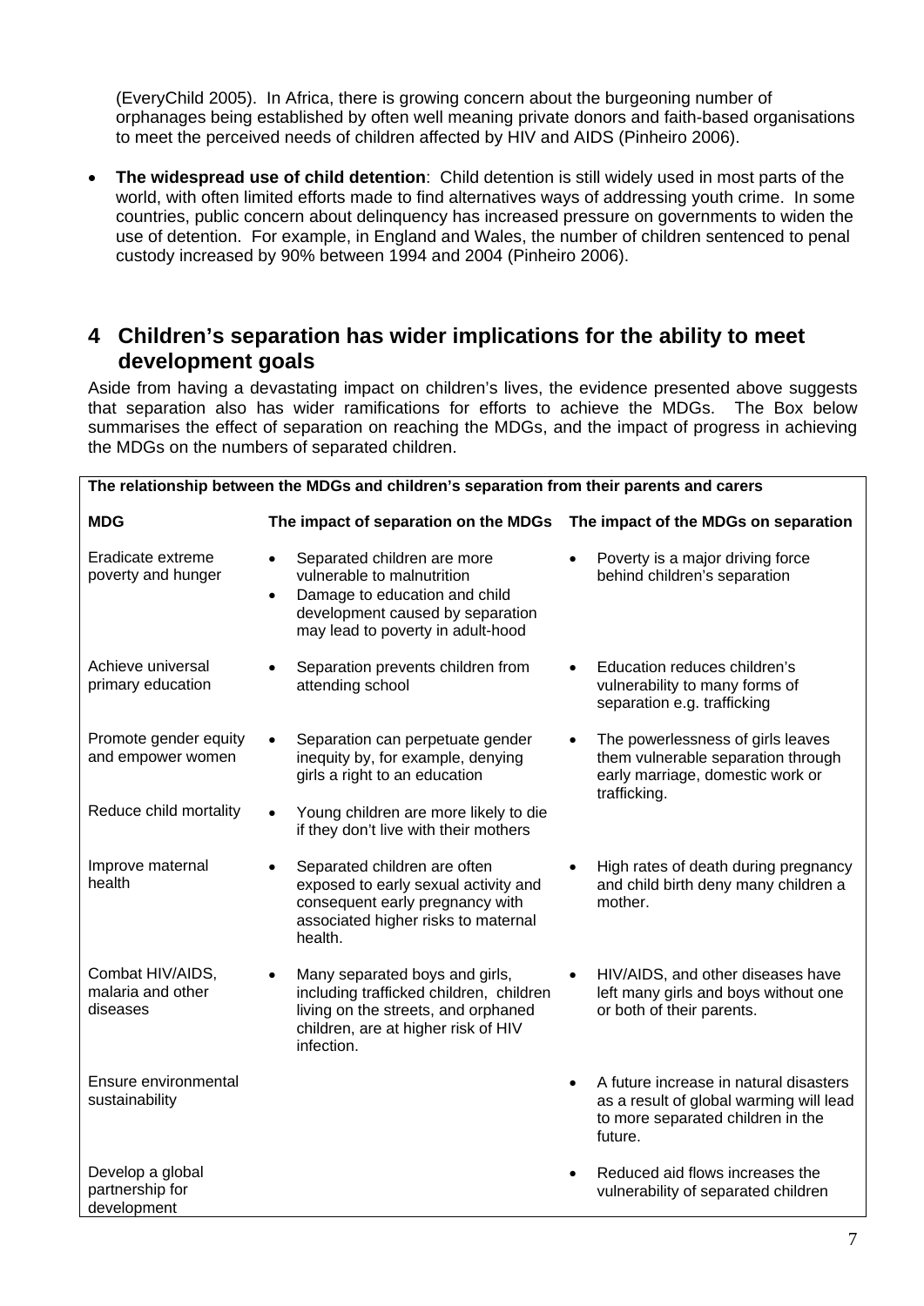(EveryChild 2005). In Africa, there is growing concern about the burgeoning number of orphanages being established by often well meaning private donors and faith-based organisations to meet the perceived needs of children affected by HIV and AIDS (Pinheiro 2006).

- **The widespread use of child detention**: Child detention is still widely used in most parts of the world, with often limited efforts made to find alternatives ways of addressing youth crime. In some countries, public concern about delinquency has increased pressure on governments to widen the use of detention. For example, in England and Wales, the number of children sentenced to penal custody increased by 90% between 1994 and 2004 (Pinheiro 2006).

## 4 Children's separation has wider implications for the ability to meet development goals

Aside from having a devastating impact on children's lives, the evidence presented above suggests that separation also has wider ramifications for efforts to achieve the MDGs. The Box below summarises the effect of separation on reaching the MDGs, and the impact of progress in achieving the MDGs on the numbers of separated children.

**The relationship between the MDGs and children's separation from their parents and carers**

| MDG | The impact of separation on the MDGs | The impact of the MDGs on separation |
|---|---|---|
| Eradicate extreme poverty and hunger | • Separated children are more vulnerable to malnutrition<br>• Damage to education and child development caused by separation may lead to poverty in adult-hood | • Poverty is a major driving force behind children's separation |
| Achieve universal primary education | • Separation prevents children from attending school | • Education reduces children's vulnerability to many forms of separation e.g. trafficking |
| Promote gender equity and empower women | • Separation can perpetuate gender inequity by, for example, denying girls a right to an education | • The powerlessness of girls leaves them vulnerable separation through early marriage, domestic work or trafficking. |
| Reduce child mortality | • Young children are more likely to die if they don't live with their mothers | |
| Improve maternal health | • Separated children are often exposed to early sexual activity and consequent early pregnancy with associated higher risks to maternal health. | • High rates of death during pregnancy and child birth deny many children a mother. |
| Combat HIV/AIDS, malaria and other diseases | • Many separated boys and girls, including trafficked children, children living on the streets, and orphaned children, are at higher risk of HIV infection. | • HIV/AIDS, and other diseases have left many girls and boys without one or both of their parents. |
| Ensure environmental sustainability | | • A future increase in natural disasters as a result of global warming will lead to more separated children in the future. |
| Develop a global partnership for development | | • Reduced aid flows increases the vulnerability of separated children |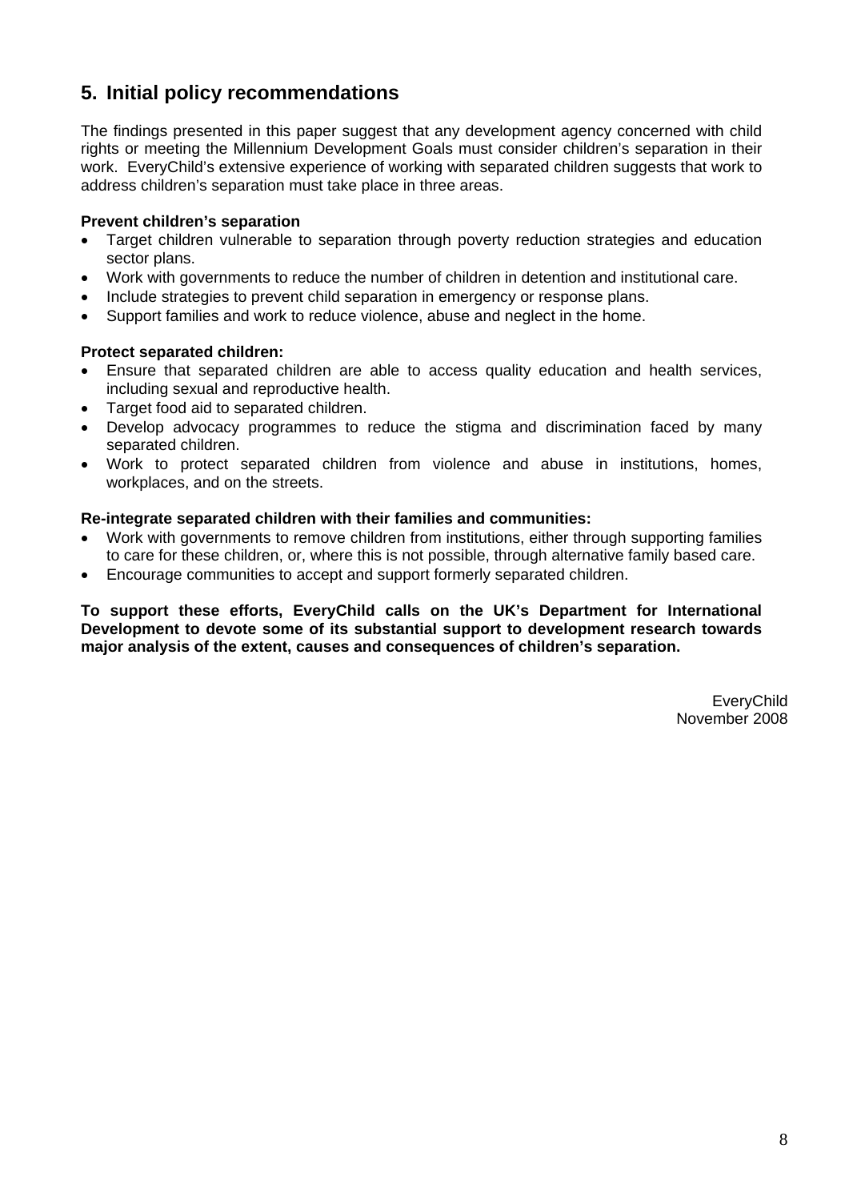## 5. Initial policy recommendations

The findings presented in this paper suggest that any development agency concerned with child rights or meeting the Millennium Development Goals must consider children's separation in their work. EveryChild's extensive experience of working with separated children suggests that work to address children's separation must take place in three areas.

**Prevent children's separation**

- Target children vulnerable to separation through poverty reduction strategies and education sector plans.
- Work with governments to reduce the number of children in detention and institutional care.
- Include strategies to prevent child separation in emergency or response plans.
- Support families and work to reduce violence, abuse and neglect in the home.

**Protect separated children:**

- Ensure that separated children are able to access quality education and health services, including sexual and reproductive health.
- Target food aid to separated children.
- Develop advocacy programmes to reduce the stigma and discrimination faced by many separated children.
- Work to protect separated children from violence and abuse in institutions, homes, workplaces, and on the streets.

**Re-integrate separated children with their families and communities:**

- Work with governments to remove children from institutions, either through supporting families to care for these children, or, where this is not possible, through alternative family based care.
- Encourage communities to accept and support formerly separated children.

**To support these efforts, EveryChild calls on the UK's Department for International Development to devote some of its substantial support to development research towards major analysis of the extent, causes and consequences of children's separation.**

EveryChild
November 2008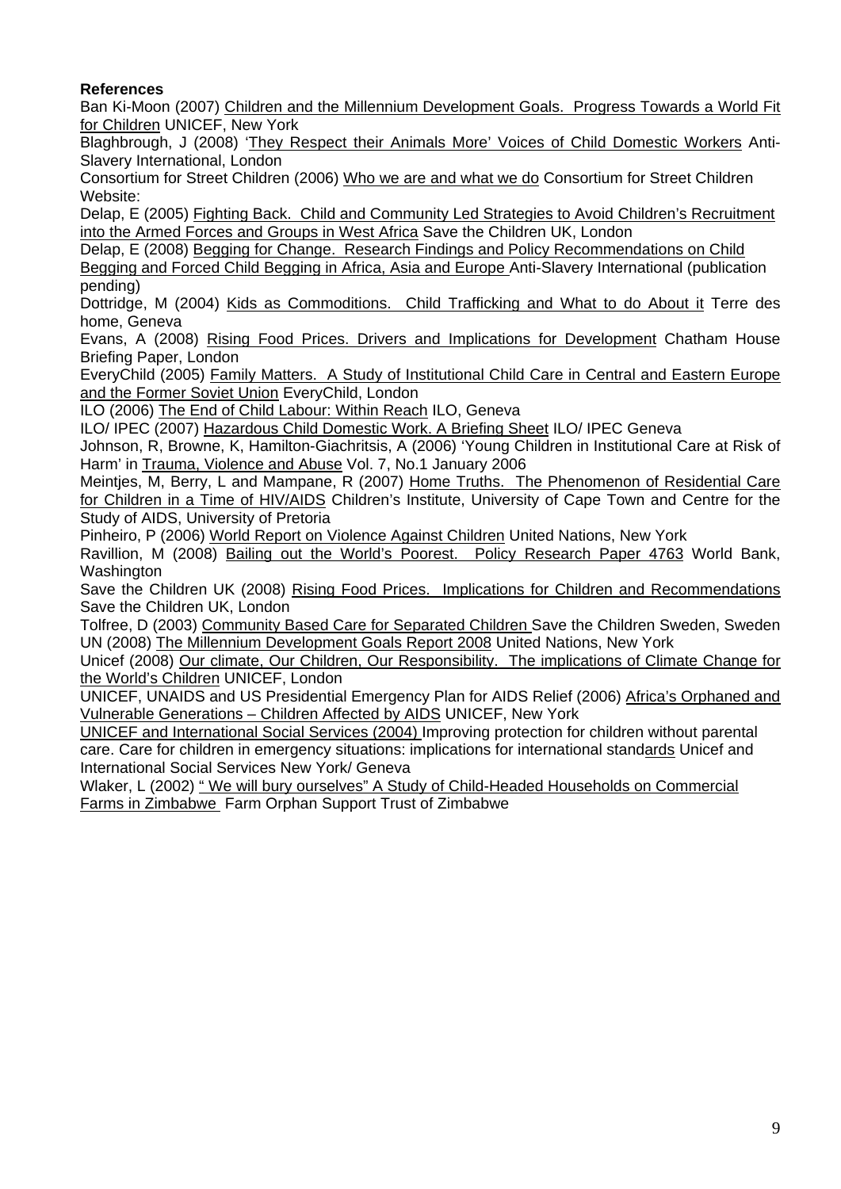**References**

Ban Ki-Moon (2007) Children and the Millennium Development Goals. Progress Towards a World Fit for Children UNICEF, New York

Blaghbrough, J (2008) 'They Respect their Animals More' Voices of Child Domestic Workers Anti-Slavery International, London

Consortium for Street Children (2006) Who we are and what we do Consortium for Street Children Website:

Delap, E (2005) Fighting Back. Child and Community Led Strategies to Avoid Children's Recruitment into the Armed Forces and Groups in West Africa Save the Children UK, London

Delap, E (2008) Begging for Change. Research Findings and Policy Recommendations on Child Begging and Forced Child Begging in Africa, Asia and Europe Anti-Slavery International (publication pending)

Dottridge, M (2004) Kids as Commoditions. Child Trafficking and What to do About it Terre des home, Geneva

Evans, A (2008) Rising Food Prices. Drivers and Implications for Development Chatham House Briefing Paper, London

EveryChild (2005) Family Matters. A Study of Institutional Child Care in Central and Eastern Europe and the Former Soviet Union EveryChild, London

ILO (2006) The End of Child Labour: Within Reach ILO, Geneva

ILO/ IPEC (2007) Hazardous Child Domestic Work. A Briefing Sheet ILO/ IPEC Geneva

Johnson, R, Browne, K, Hamilton-Giachritsis, A (2006) 'Young Children in Institutional Care at Risk of Harm' in Trauma, Violence and Abuse Vol. 7, No.1 January 2006

Meintjes, M, Berry, L and Mampane, R (2007) Home Truths. The Phenomenon of Residential Care for Children in a Time of HIV/AIDS Children's Institute, University of Cape Town and Centre for the Study of AIDS, University of Pretoria

Pinheiro, P (2006) World Report on Violence Against Children United Nations, New York

Ravillion, M (2008) Bailing out the World's Poorest. Policy Research Paper 4763 World Bank, Washington

Save the Children UK (2008) Rising Food Prices. Implications for Children and Recommendations Save the Children UK, London

Tolfree, D (2003) Community Based Care for Separated Children Save the Children Sweden, Sweden

UN (2008) The Millennium Development Goals Report 2008 United Nations, New York

Unicef (2008) Our climate, Our Children, Our Responsibility. The implications of Climate Change for the World's Children UNICEF, London

UNICEF, UNAIDS and US Presidential Emergency Plan for AIDS Relief (2006) Africa's Orphaned and Vulnerable Generations – Children Affected by AIDS UNICEF, New York

UNICEF and International Social Services (2004) Improving protection for children without parental care. Care for children in emergency situations: implications for international standards Unicef and International Social Services New York/ Geneva

Wlaker, L (2002) " We will bury ourselves" A Study of Child-Headed Households on Commercial Farms in Zimbabwe Farm Orphan Support Trust of Zimbabwe